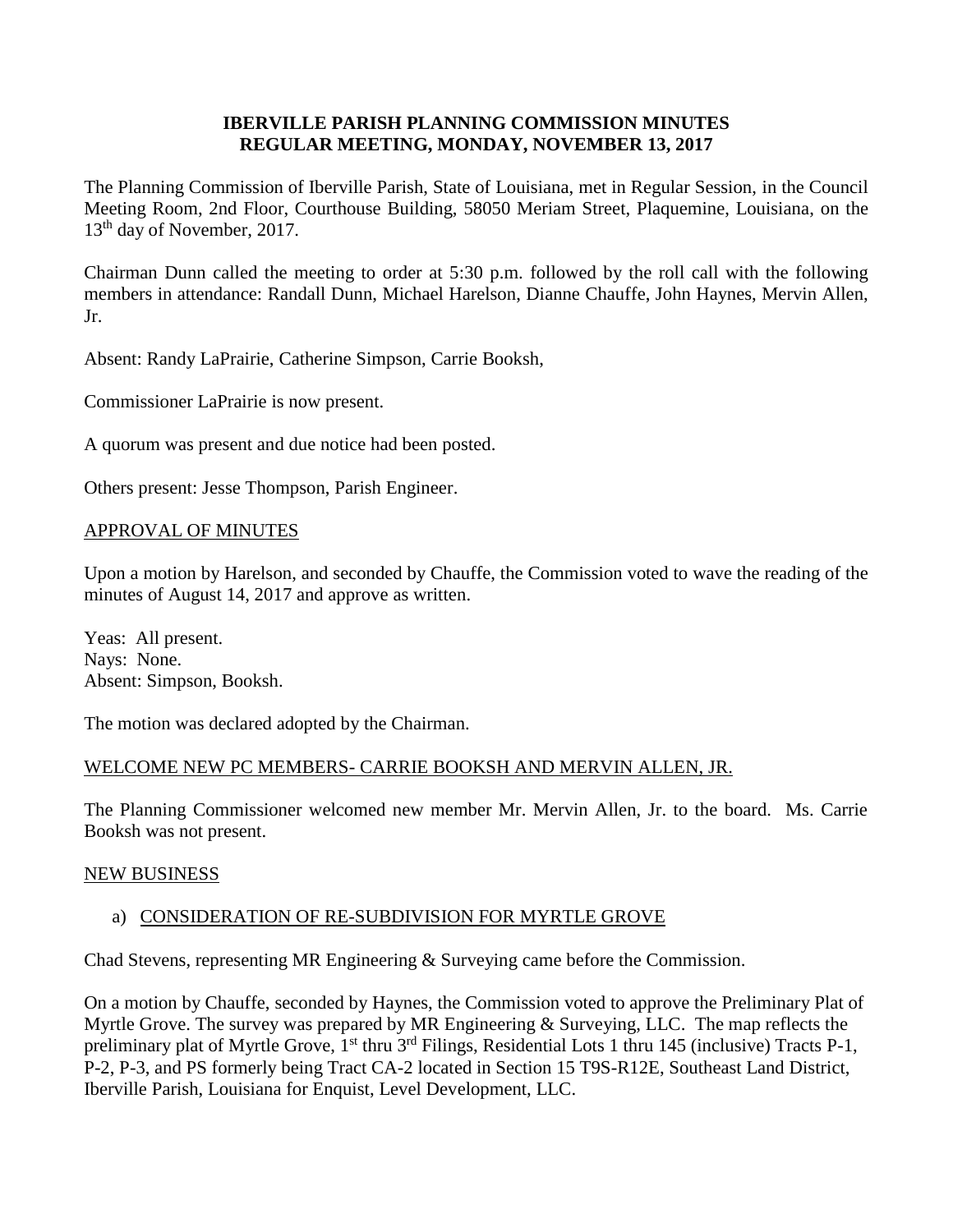**IBERVILLE PARISH PLANNING COMMISSION MINUTES**
**REGULAR MEETING, MONDAY, NOVEMBER 13, 2017**

The Planning Commission of Iberville Parish, State of Louisiana, met in Regular Session, in the Council Meeting Room, 2nd Floor, Courthouse Building, 58050 Meriam Street, Plaquemine, Louisiana, on the 13th day of November, 2017.

Chairman Dunn called the meeting to order at 5:30 p.m. followed by the roll call with the following members in attendance: Randall Dunn, Michael Harelson, Dianne Chauffe, John Haynes, Mervin Allen, Jr.

Absent: Randy LaPrairie, Catherine Simpson, Carrie Booksh,

Commissioner LaPrairie is now present.

A quorum was present and due notice had been posted.

Others present: Jesse Thompson, Parish Engineer.

<u>APPROVAL OF MINUTES</u>

Upon a motion by Harelson, and seconded by Chauffe, the Commission voted to wave the reading of the minutes of August 14, 2017 and approve as written.

Yeas: All present.
Nays: None.
Absent: Simpson, Booksh.

The motion was declared adopted by the Chairman.

<u>WELCOME NEW PC MEMBERS- CARRIE BOOKSH AND MERVIN ALLEN, JR.</u>

The Planning Commissioner welcomed new member Mr. Mervin Allen, Jr. to the board. Ms. Carrie Booksh was not present.

<u>NEW BUSINESS</u>

a) <u>CONSIDERATION OF RE-SUBDIVISION FOR MYRTLE GROVE</u>

Chad Stevens, representing MR Engineering & Surveying came before the Commission.

On a motion by Chauffe, seconded by Haynes, the Commission voted to approve the Preliminary Plat of Myrtle Grove. The survey was prepared by MR Engineering & Surveying, LLC. The map reflects the preliminary plat of Myrtle Grove, 1st thru 3rd Filings, Residential Lots 1 thru 145 (inclusive) Tracts P-1, P-2, P-3, and PS formerly being Tract CA-2 located in Section 15 T9S-R12E, Southeast Land District, Iberville Parish, Louisiana for Enquist, Level Development, LLC.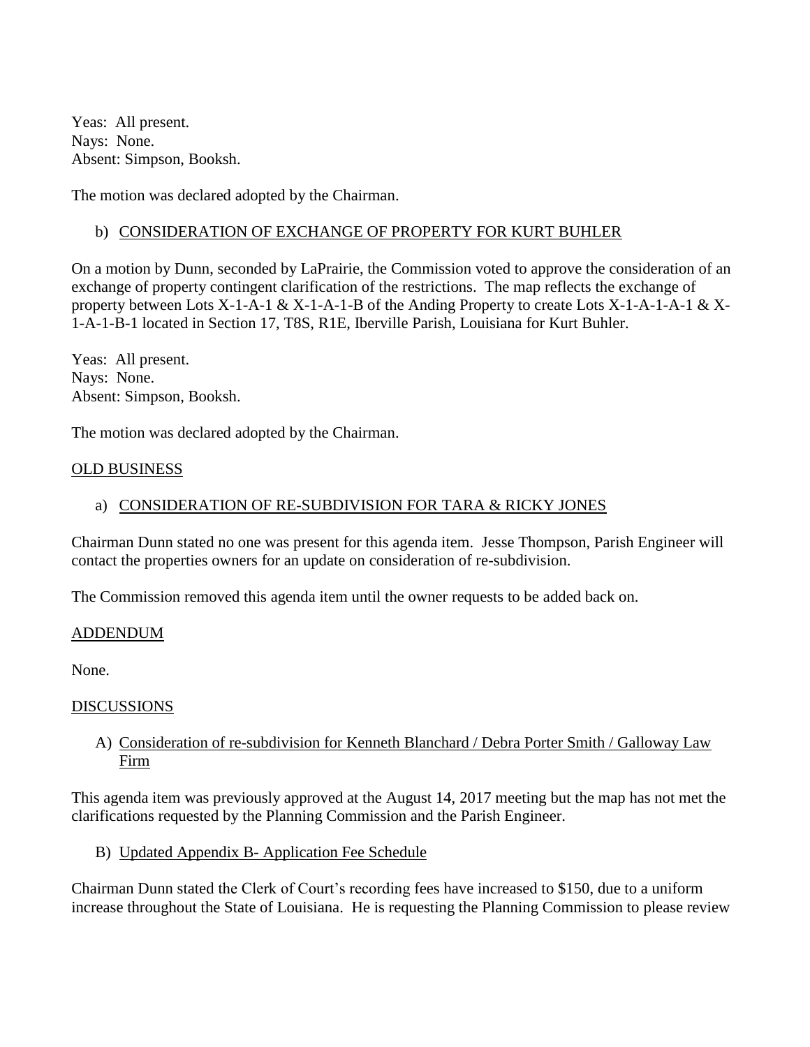Yeas: All present.
Nays: None.
Absent: Simpson, Booksh.

The motion was declared adopted by the Chairman.

b) <u>CONSIDERATION OF EXCHANGE OF PROPERTY FOR KURT BUHLER</u>

On a motion by Dunn, seconded by LaPrairie, the Commission voted to approve the consideration of an exchange of property contingent clarification of the restrictions. The map reflects the exchange of property between Lots X-1-A-1 & X-1-A-1-B of the Anding Property to create Lots X-1-A-1-A-1 & X-1-A-1-B-1 located in Section 17, T8S, R1E, Iberville Parish, Louisiana for Kurt Buhler.

Yeas: All present.
Nays: None.
Absent: Simpson, Booksh.

The motion was declared adopted by the Chairman.

<u>OLD BUSINESS</u>

a) <u>CONSIDERATION OF RE-SUBDIVISION FOR TARA & RICKY JONES</u>

Chairman Dunn stated no one was present for this agenda item. Jesse Thompson, Parish Engineer will contact the properties owners for an update on consideration of re-subdivision.

The Commission removed this agenda item until the owner requests to be added back on.

<u>ADDENDUM</u>

None.

<u>DISCUSSIONS</u>

A) <u>Consideration of re-subdivision for Kenneth Blanchard / Debra Porter Smith / Galloway Law Firm</u>

This agenda item was previously approved at the August 14, 2017 meeting but the map has not met the clarifications requested by the Planning Commission and the Parish Engineer.

B) <u>Updated Appendix B- Application Fee Schedule</u>

Chairman Dunn stated the Clerk of Court's recording fees have increased to $150, due to a uniform increase throughout the State of Louisiana. He is requesting the Planning Commission to please review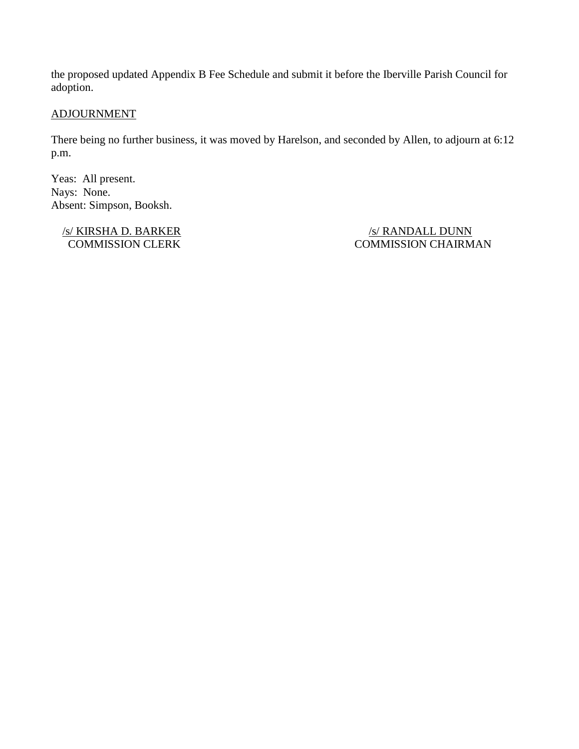the proposed updated Appendix B Fee Schedule and submit it before the Iberville Parish Council for adoption.

ADJOURNMENT

There being no further business, it was moved by Harelson, and seconded by Allen, to adjourn at 6:12 p.m.

Yeas: All present.
Nays: None.
Absent: Simpson, Booksh.

/s/ KIRSHA D. BARKER
COMMISSION CLERK

/s/ RANDALL DUNN
COMMISSION CHAIRMAN